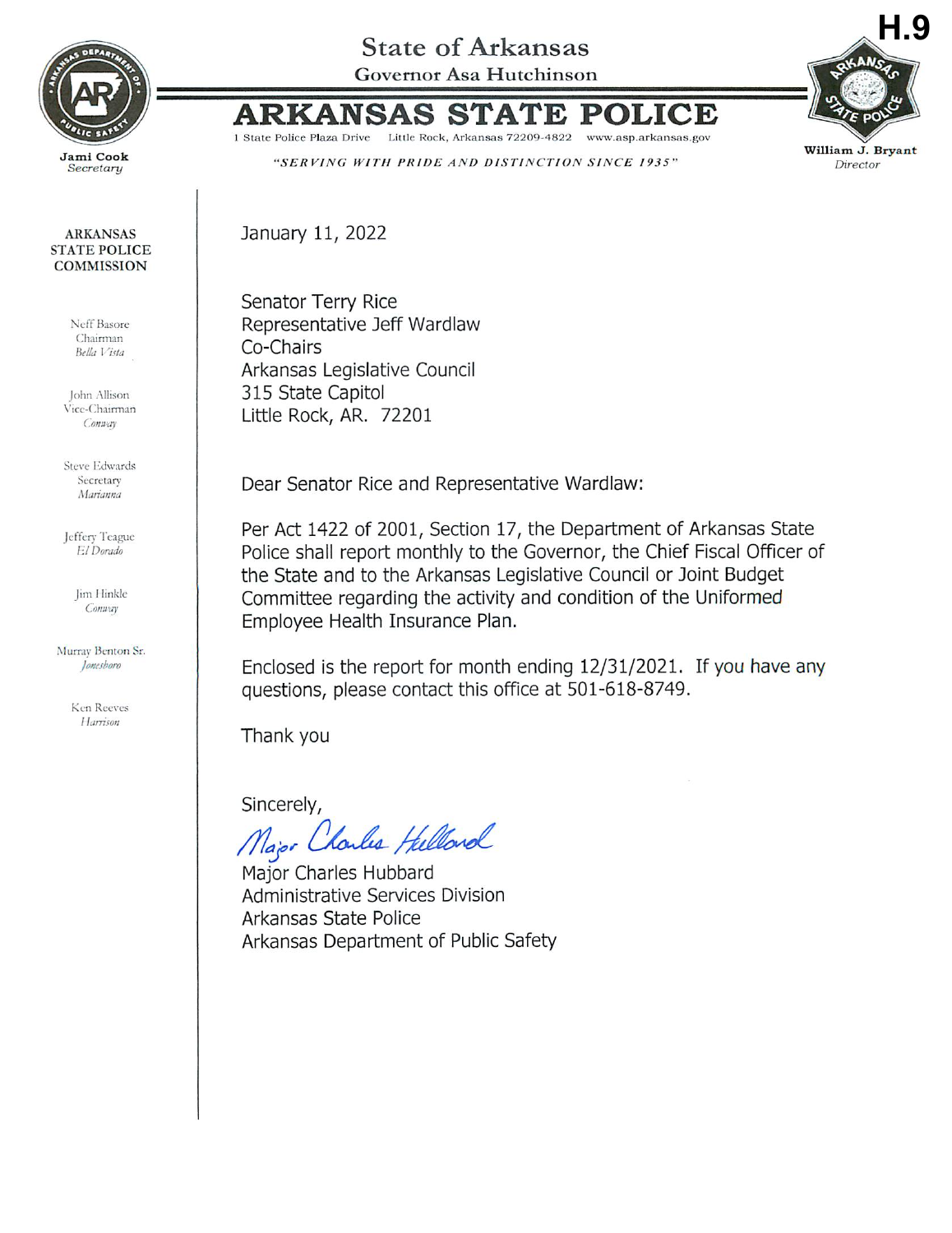H.9

# State of Arkansas

Governor Asa Hutchinson

# ARKANSAS STATE POLICE

1 State Police Plaza Drive Little Rock, Arkansas 72209-4822 www.asp.arkansas.gov

*"SERVING WITH PRIDE AND DISTINCTION SINCE 1935"*

Jami Cook
*Secretary*

William J. Bryant
*Director*

**ARKANSAS STATE POLICE COMMISSION**

Neff Basore
Chairman
*Bella Vista*

John Allison
Vice-Chairman
*Conway*

Steve Edwards
Secretary
*Marianna*

Jeffery Teague
*El Dorado*

Jim Hinkle
*Conway*

Murray Benton Sr.
*Jonesboro*

Ken Reeves
*Harrison*

January 11, 2022

Senator Terry Rice
Representative Jeff Wardlaw
Co-Chairs
Arkansas Legislative Council
315 State Capitol
Little Rock, AR. 72201

Dear Senator Rice and Representative Wardlaw:

Per Act 1422 of 2001, Section 17, the Department of Arkansas State Police shall report monthly to the Governor, the Chief Fiscal Officer of the State and to the Arkansas Legislative Council or Joint Budget Committee regarding the activity and condition of the Uniformed Employee Health Insurance Plan.

Enclosed is the report for month ending 12/31/2021. If you have any questions, please contact this office at 501-618-8749.

Thank you

Sincerely,

*Major Charles Hubbard*

Major Charles Hubbard
Administrative Services Division
Arkansas State Police
Arkansas Department of Public Safety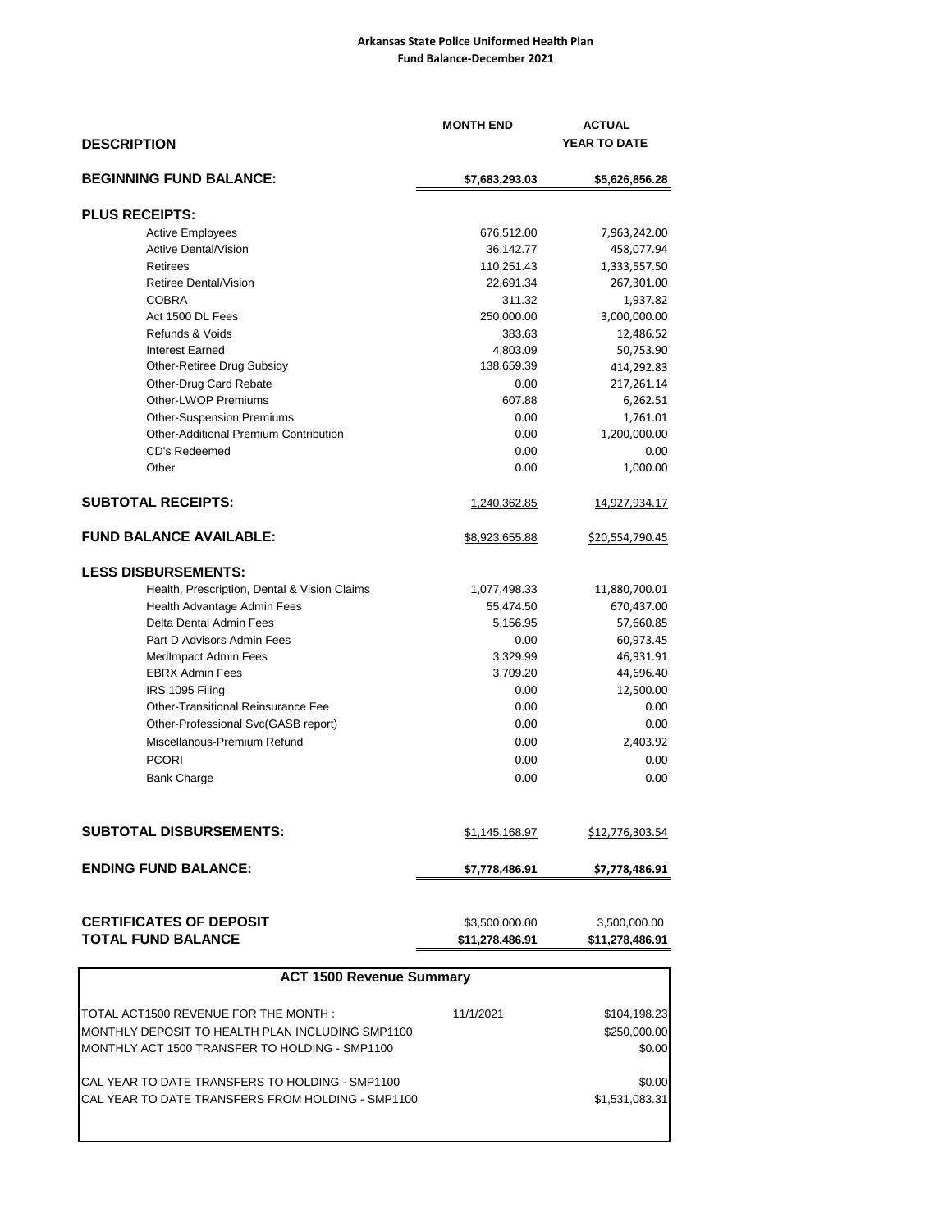**Arkansas State Police Uniformed Health Plan**
**Fund Balance-December 2021**

| DESCRIPTION | MONTH END | ACTUAL YEAR TO DATE |
|---|---|---|
| **BEGINNING FUND BALANCE:** | **$7,683,293.03** | **$5,626,856.28** |
| **PLUS RECEIPTS:** | | |
| Active Employees | 676,512.00 | 7,963,242.00 |
| Active Dental/Vision | 36,142.77 | 458,077.94 |
| Retirees | 110,251.43 | 1,333,557.50 |
| Retiree Dental/Vision | 22,691.34 | 267,301.00 |
| COBRA | 311.32 | 1,937.82 |
| Act 1500 DL Fees | 250,000.00 | 3,000,000.00 |
| Refunds & Voids | 383.63 | 12,486.52 |
| Interest Earned | 4,803.09 | 50,753.90 |
| Other-Retiree Drug Subsidy | 138,659.39 | 414,292.83 |
| Other-Drug Card Rebate | 0.00 | 217,261.14 |
| Other-LWOP Premiums | 607.88 | 6,262.51 |
| Other-Suspension Premiums | 0.00 | 1,761.01 |
| Other-Additional Premium Contribution | 0.00 | 1,200,000.00 |
| CD's Redeemed | 0.00 | 0.00 |
| Other | 0.00 | 1,000.00 |
| **SUBTOTAL RECEIPTS:** | 1,240,362.85 | 14,927,934.17 |
| **FUND BALANCE AVAILABLE:** | $8,923,655.88 | $20,554,790.45 |
| **LESS DISBURSEMENTS:** | | |
| Health, Prescription, Dental & Vision Claims | 1,077,498.33 | 11,880,700.01 |
| Health Advantage Admin Fees | 55,474.50 | 670,437.00 |
| Delta Dental Admin Fees | 5,156.95 | 57,660.85 |
| Part D Advisors Admin Fees | 0.00 | 60,973.45 |
| MedImpact Admin Fees | 3,329.99 | 46,931.91 |
| EBRX Admin Fees | 3,709.20 | 44,696.40 |
| IRS 1095 Filing | 0.00 | 12,500.00 |
| Other-Transitional Reinsurance Fee | 0.00 | 0.00 |
| Other-Professional Svc(GASB report) | 0.00 | 0.00 |
| Miscellanous-Premium Refund | 0.00 | 2,403.92 |
| PCORI | 0.00 | 0.00 |
| Bank Charge | 0.00 | 0.00 |
| **SUBTOTAL DISBURSEMENTS:** | $1,145,168.97 | $12,776,303.54 |
| **ENDING FUND BALANCE:** | **$7,778,486.91** | **$7,778,486.91** |
| **CERTIFICATES OF DEPOSIT** | $3,500,000.00 | 3,500,000.00 |
| **TOTAL FUND BALANCE** | **$11,278,486.91** | **$11,278,486.91** |

**ACT 1500 Revenue Summary**

| | | |
|---|---|---|
| TOTAL ACT1500 REVENUE FOR THE MONTH : | 11/1/2021 | $104,198.23 |
| MONTHLY DEPOSIT TO HEALTH PLAN INCLUDING SMP1100 | | $250,000.00 |
| MONTHLY ACT 1500 TRANSFER TO HOLDING - SMP1100 | | $0.00 |
| CAL YEAR TO DATE TRANSFERS TO HOLDING - SMP1100 | | $0.00 |
| CAL YEAR TO DATE TRANSFERS FROM HOLDING - SMP1100 | | $1,531,083.31 |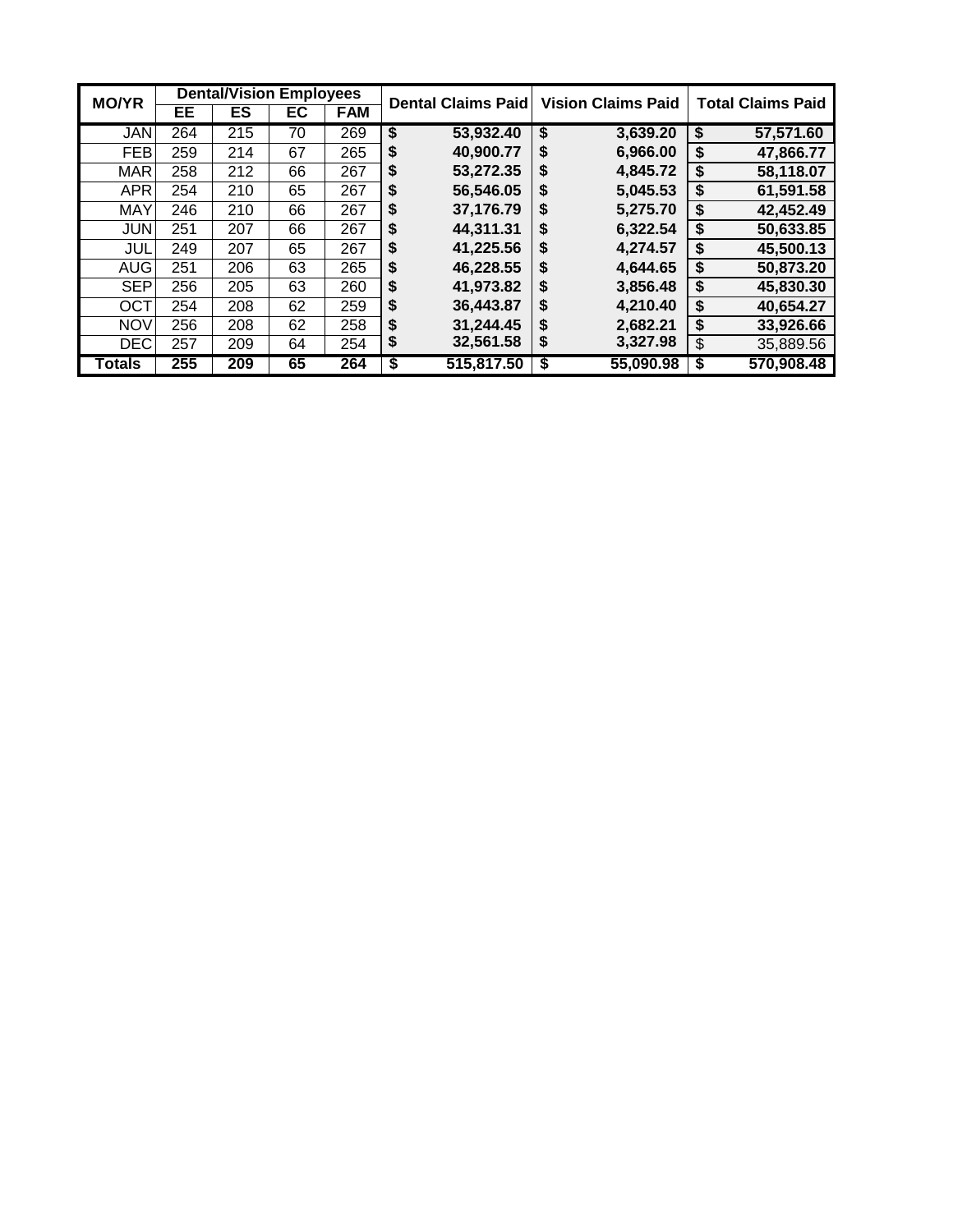| MO/YR | Dental/Vision Employees | | | | Dental Claims Paid | Vision Claims Paid | Total Claims Paid |
|---|---|---|---|---|---|---|---|
| | EE | ES | EC | FAM | | | |
| JAN | 264 | 215 | 70 | 269 | $ 53,932.40 | $ 3,639.20 | $ 57,571.60 |
| FEB | 259 | 214 | 67 | 265 | $ 40,900.77 | $ 6,966.00 | $ 47,866.77 |
| MAR | 258 | 212 | 66 | 267 | $ 53,272.35 | $ 4,845.72 | $ 58,118.07 |
| APR | 254 | 210 | 65 | 267 | $ 56,546.05 | $ 5,045.53 | $ 61,591.58 |
| MAY | 246 | 210 | 66 | 267 | $ 37,176.79 | $ 5,275.70 | $ 42,452.49 |
| JUN | 251 | 207 | 66 | 267 | $ 44,311.31 | $ 6,322.54 | $ 50,633.85 |
| JUL | 249 | 207 | 65 | 267 | $ 41,225.56 | $ 4,274.57 | $ 45,500.13 |
| AUG | 251 | 206 | 63 | 265 | $ 46,228.55 | $ 4,644.65 | $ 50,873.20 |
| SEP | 256 | 205 | 63 | 260 | $ 41,973.82 | $ 3,856.48 | $ 45,830.30 |
| OCT | 254 | 208 | 62 | 259 | $ 36,443.87 | $ 4,210.40 | $ 40,654.27 |
| NOV | 256 | 208 | 62 | 258 | $ 31,244.45 | $ 2,682.21 | $ 33,926.66 |
| DEC | 257 | 209 | 64 | 254 | $ 32,561.58 | $ 3,327.98 | $ 35,889.56 |
| **Totals** | **255** | **209** | **65** | **264** | **$ 515,817.50** | **$ 55,090.98** | **$ 570,908.48** |